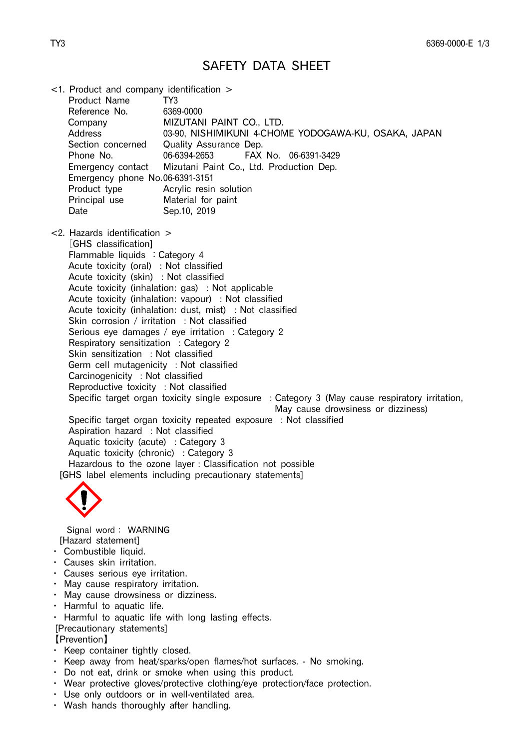# SAFETY DATA SHEET

## <1. Product and company identification >

| | |
|---|---|
| Product Name | TY3 |
| Reference No. | 6369-0000 |
| Company | MIZUTANI PAINT CO., LTD. |
| Address | 03-90, NISHIMIKUNI 4-CHOME YODOGAWA-KU, OSAKA, JAPAN |
| Section concerned | Quality Assurance Dep. |
| Phone No. | 06-6394-2653　　FAX No.　06-6391-3429 |
| Emergency contact | Mizutani Paint Co., Ltd. Production Dep. |
| Emergency phone No. | 06-6391-3151 |
| Product type | Acrylic resin solution |
| Principal use | Material for paint |
| Date | Sep.10, 2019 |

## <2. Hazards identification >

［GHS classification]

Flammable liquids ：Category 4
Acute toxicity (oral) : Not classified
Acute toxicity (skin) : Not classified
Acute toxicity (inhalation: gas) : Not applicable
Acute toxicity (inhalation: vapour) : Not classified
Acute toxicity (inhalation: dust, mist) : Not classified
Skin corrosion / irritation : Not classified
Serious eye damages / eye irritation : Category 2
Respiratory sensitization : Category 2
Skin sensitization : Not classified
Germ cell mutagenicity : Not classified
Carcinogenicity : Not classified
Reproductive toxicity : Not classified
Specific target organ toxicity single exposure : Category 3 (May cause respiratory irritation, May cause drowsiness or dizziness)
Specific target organ toxicity repeated exposure : Not classified
Aspiration hazard : Not classified
Aquatic toxicity (acute) : Category 3
Aquatic toxicity (chronic) : Category 3
Hazardous to the ozone layer : Classification not possible

[GHS label elements including precautionary statements]

Signal word : WARNING

[Hazard statement]

- Combustible liquid.
- Causes skin irritation.
- Causes serious eye irritation.
- May cause respiratory irritation.
- May cause drowsiness or dizziness.
- Harmful to aquatic life.
- Harmful to aquatic life with long lasting effects.

[Precautionary statements]

【Prevention】

- Keep container tightly closed.
- Keep away from heat/sparks/open flames/hot surfaces. - No smoking.
- Do not eat, drink or smoke when using this product.
- Wear protective gloves/protective clothing/eye protection/face protection.
- Use only outdoors or in well-ventilated area.
- Wash hands thoroughly after handling.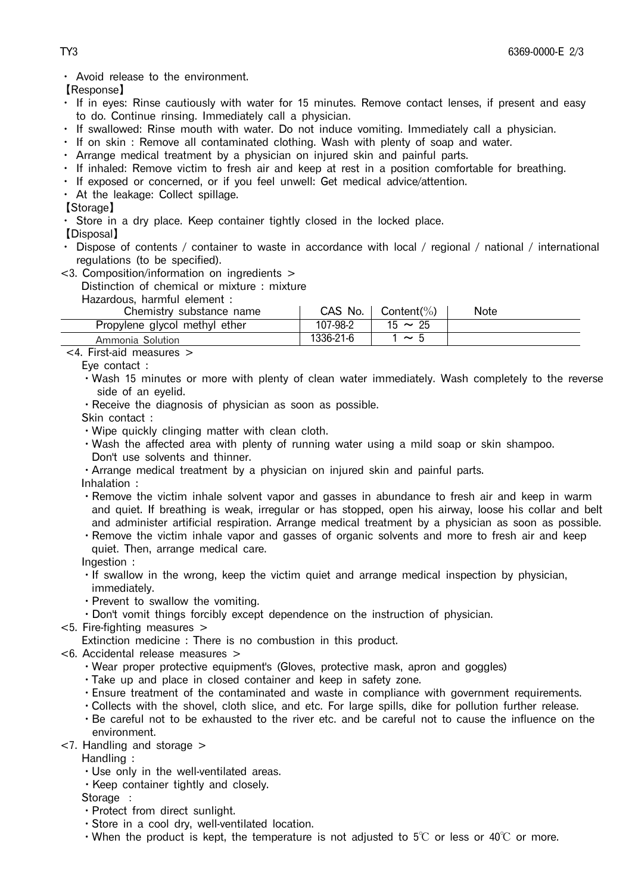・ Avoid release to the environment.

【Response】

・ If in eyes: Rinse cautiously with water for 15 minutes. Remove contact lenses, if present and easy to do. Continue rinsing. Immediately call a physician.
・ If swallowed: Rinse mouth with water. Do not induce vomiting. Immediately call a physician.
・ If on skin : Remove all contaminated clothing. Wash with plenty of soap and water.
・ Arrange medical treatment by a physician on injured skin and painful parts.
・ If inhaled: Remove victim to fresh air and keep at rest in a position comfortable for breathing.
・ If exposed or concerned, or if you feel unwell: Get medical advice/attention.
・ At the leakage: Collect spillage.

【Storage】

・ Store in a dry place. Keep container tightly closed in the locked place.

【Disposal】

・ Dispose of contents / container to waste in accordance with local / regional / national / international regulations (to be specified).

<3. Composition/information on ingredients >

Distinction of chemical or mixture : mixture

Hazardous, harmful element :

| Chemistry substance name | CAS No. | Content(%) | Note |
|---|---|---|---|
| Propylene glycol methyl ether | 107-98-2 | 15 ～ 25 | |
| Ammonia Solution | 1336-21-6 | 1 ～ 5 | |

<4. First-aid measures >

Eye contact :

・Wash 15 minutes or more with plenty of clean water immediately. Wash completely to the reverse side of an eyelid.
・Receive the diagnosis of physician as soon as possible.

Skin contact :

・Wipe quickly clinging matter with clean cloth.
・Wash the affected area with plenty of running water using a mild soap or skin shampoo. Don't use solvents and thinner.
・Arrange medical treatment by a physician on injured skin and painful parts.

Inhalation :

・Remove the victim inhale solvent vapor and gasses in abundance to fresh air and keep in warm and quiet. If breathing is weak, irregular or has stopped, open his airway, loose his collar and belt and administer artificial respiration. Arrange medical treatment by a physician as soon as possible.
・Remove the victim inhale vapor and gasses of organic solvents and more to fresh air and keep quiet. Then, arrange medical care.

Ingestion :

・If swallow in the wrong, keep the victim quiet and arrange medical inspection by physician, immediately.
・Prevent to swallow the vomiting.
・Don't vomit things forcibly except dependence on the instruction of physician.

<5. Fire-fighting measures >

Extinction medicine : There is no combustion in this product.

<6. Accidental release measures >

・Wear proper protective equipment's (Gloves, protective mask, apron and goggles)
・Take up and place in closed container and keep in safety zone.
・Ensure treatment of the contaminated and waste in compliance with government requirements.
・Collects with the shovel, cloth slice, and etc. For large spills, dike for pollution further release.
・Be careful not to be exhausted to the river etc. and be careful not to cause the influence on the environment.

<7. Handling and storage >

Handling :

・Use only in the well-ventilated areas.
・Keep container tightly and closely.

Storage :

・Protect from direct sunlight.
・Store in a cool dry, well-ventilated location.
・When the product is kept, the temperature is not adjusted to 5℃ or less or 40℃ or more.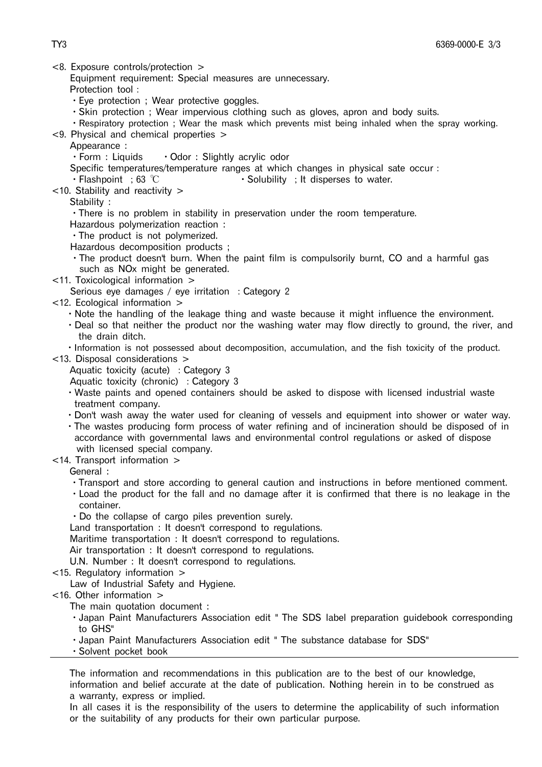## <8. Exposure controls/protection >

Equipment requirement: Special measures are unnecessary.

Protection tool :

- Eye protection ; Wear protective goggles.
- Skin protection ; Wear impervious clothing such as gloves, apron and body suits.
- Respiratory protection ; Wear the mask which prevents mist being inhaled when the spray working.

## <9. Physical and chemical properties >

Appearance :

- Form : Liquids
- Odor : Slightly acrylic odor

Specific temperatures/temperature ranges at which changes in physical sate occur :

- Flashpoint ; 63 ℃
- Solubility ; It disperses to water.

## <10. Stability and reactivity >

Stability :

- There is no problem in stability in preservation under the room temperature.

Hazardous polymerization reaction :

- The product is not polymerized.

Hazardous decomposition products ;

- The product doesn't burn. When the paint film is compulsorily burnt, CO and a harmful gas such as $NO_x$ might be generated.

## <11. Toxicological information >

Serious eye damages / eye irritation : Category 2

## <12. Ecological information >

- Note the handling of the leakage thing and waste because it might influence the environment.
- Deal so that neither the product nor the washing water may flow directly to ground, the river, and the drain ditch.
- Information is not possessed about decomposition, accumulation, and the fish toxicity of the product.

## <13. Disposal considerations >

Aquatic toxicity (acute) : Category 3

Aquatic toxicity (chronic) : Category 3

- Waste paints and opened containers should be asked to dispose with licensed industrial waste treatment company.
- Don't wash away the water used for cleaning of vessels and equipment into shower or water way.
- The wastes producing form process of water refining and of incineration should be disposed of in accordance with governmental laws and environmental control regulations or asked of dispose with licensed special company.

## <14. Transport information >

General :

- Transport and store according to general caution and instructions in before mentioned comment.
- Load the product for the fall and no damage after it is confirmed that there is no leakage in the container.
- Do the collapse of cargo piles prevention surely.

Land transportation : It doesn't correspond to regulations.

Maritime transportation : It doesn't correspond to regulations.

Air transportation : It doesn't correspond to regulations.

U.N. Number : It doesn't correspond to regulations.

## <15. Regulatory information >

Law of Industrial Safety and Hygiene.

## <16. Other information >

The main quotation document :

- Japan Paint Manufacturers Association edit " The SDS label preparation guidebook corresponding to GHS"
- Japan Paint Manufacturers Association edit " The substance database for SDS"
- Solvent pocket book

---

The information and recommendations in this publication are to the best of our knowledge, information and belief accurate at the date of publication. Nothing herein in to be construed as a warranty, express or implied.

In all cases it is the responsibility of the users to determine the applicability of such information or the suitability of any products for their own particular purpose.